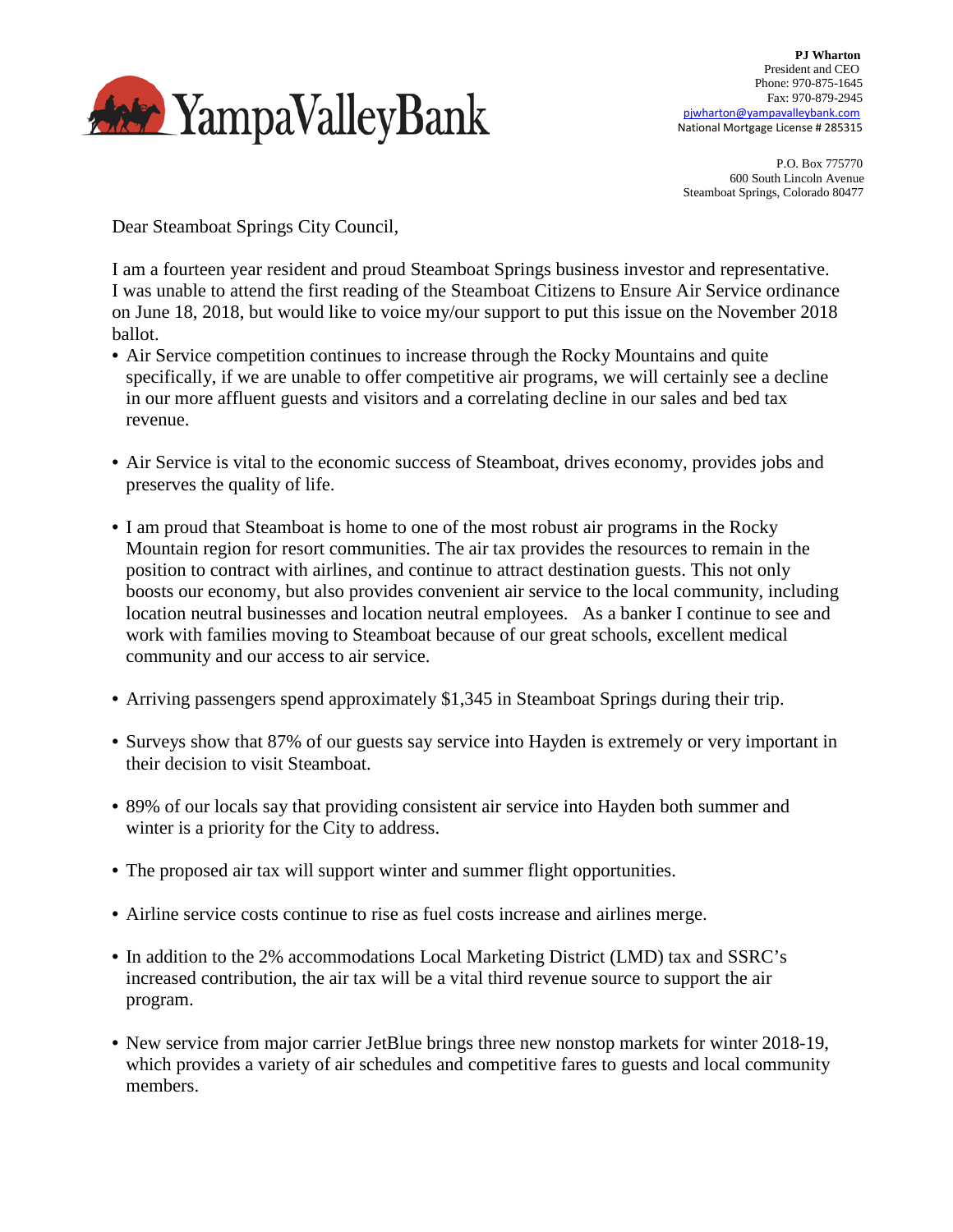YampaValleyBank

**PJ Wharton**
President and CEO
Phone: 970-875-1645
Fax: 970-879-2945
pjwharton@yampavalleybank.com
National Mortgage License # 285315

P.O. Box 775770
600 South Lincoln Avenue
Steamboat Springs, Colorado 80477

Dear Steamboat Springs City Council,

I am a fourteen year resident and proud Steamboat Springs business investor and representative. I was unable to attend the first reading of the Steamboat Citizens to Ensure Air Service ordinance on June 18, 2018, but would like to voice my/our support to put this issue on the November 2018 ballot.

- Air Service competition continues to increase through the Rocky Mountains and quite specifically, if we are unable to offer competitive air programs, we will certainly see a decline in our more affluent guests and visitors and a correlating decline in our sales and bed tax revenue.

- Air Service is vital to the economic success of Steamboat, drives economy, provides jobs and preserves the quality of life.

- I am proud that Steamboat is home to one of the most robust air programs in the Rocky Mountain region for resort communities. The air tax provides the resources to remain in the position to contract with airlines, and continue to attract destination guests. This not only boosts our economy, but also provides convenient air service to the local community, including location neutral businesses and location neutral employees. As a banker I continue to see and work with families moving to Steamboat because of our great schools, excellent medical community and our access to air service.

- Arriving passengers spend approximately $1,345 in Steamboat Springs during their trip.

- Surveys show that 87% of our guests say service into Hayden is extremely or very important in their decision to visit Steamboat.

- 89% of our locals say that providing consistent air service into Hayden both summer and winter is a priority for the City to address.

- The proposed air tax will support winter and summer flight opportunities.

- Airline service costs continue to rise as fuel costs increase and airlines merge.

- In addition to the 2% accommodations Local Marketing District (LMD) tax and SSRC's increased contribution, the air tax will be a vital third revenue source to support the air program.

- New service from major carrier JetBlue brings three new nonstop markets for winter 2018-19, which provides a variety of air schedules and competitive fares to guests and local community members.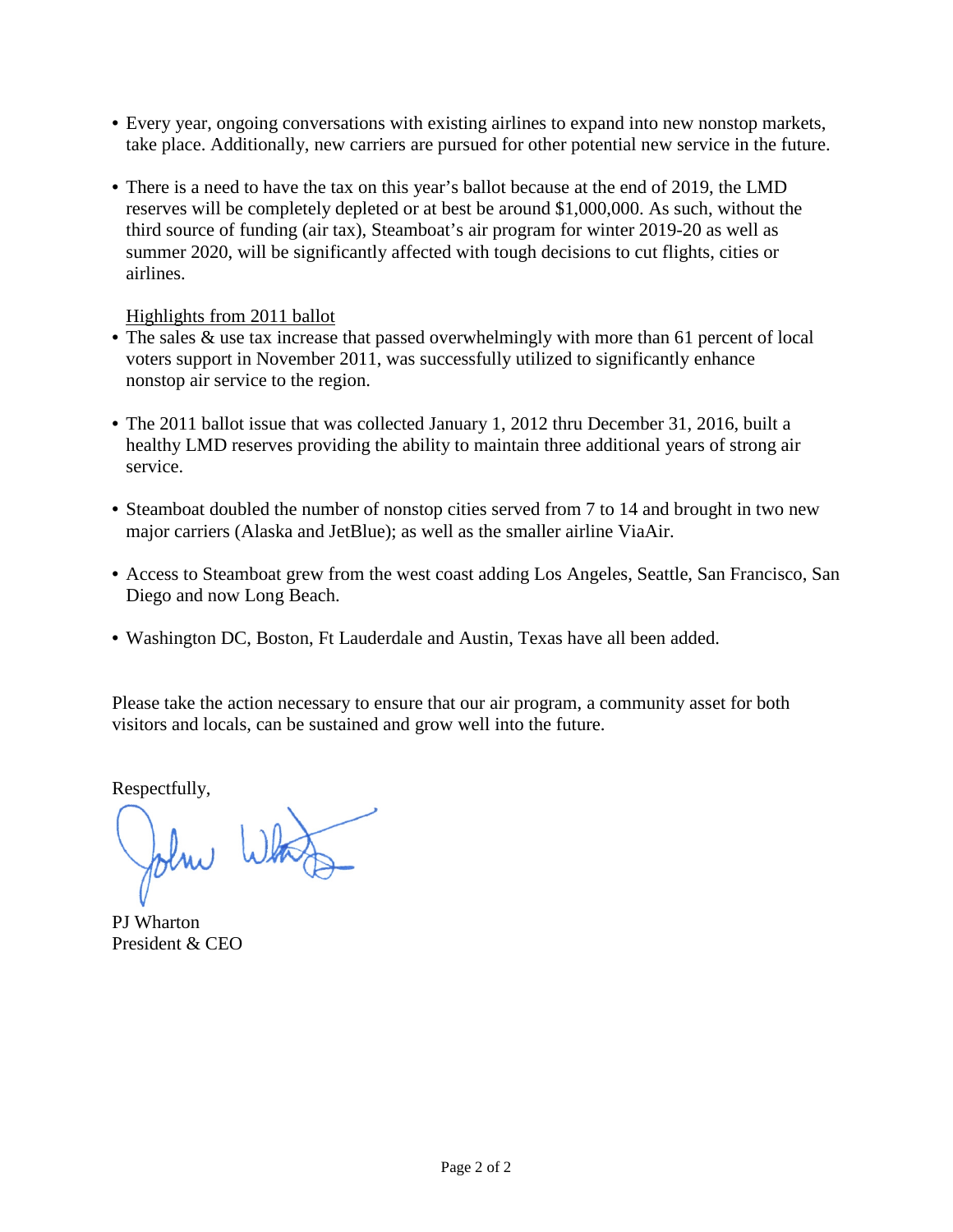- Every year, ongoing conversations with existing airlines to expand into new nonstop markets, take place. Additionally, new carriers are pursued for other potential new service in the future.

- There is a need to have the tax on this year's ballot because at the end of 2019, the LMD reserves will be completely depleted or at best be around $1,000,000. As such, without the third source of funding (air tax), Steamboat's air program for winter 2019-20 as well as summer 2020, will be significantly affected with tough decisions to cut flights, cities or airlines.

<u>Highlights from 2011 ballot</u>

- The sales & use tax increase that passed overwhelmingly with more than 61 percent of local voters support in November 2011, was successfully utilized to significantly enhance nonstop air service to the region.

- The 2011 ballot issue that was collected January 1, 2012 thru December 31, 2016, built a healthy LMD reserves providing the ability to maintain three additional years of strong air service.

- Steamboat doubled the number of nonstop cities served from 7 to 14 and brought in two new major carriers (Alaska and JetBlue); as well as the smaller airline ViaAir.

- Access to Steamboat grew from the west coast adding Los Angeles, Seattle, San Francisco, San Diego and now Long Beach.

- Washington DC, Boston, Ft Lauderdale and Austin, Texas have all been added.

Please take the action necessary to ensure that our air program, a community asset for both visitors and locals, can be sustained and grow well into the future.

Respectfully,

PJ Wharton
President & CEO